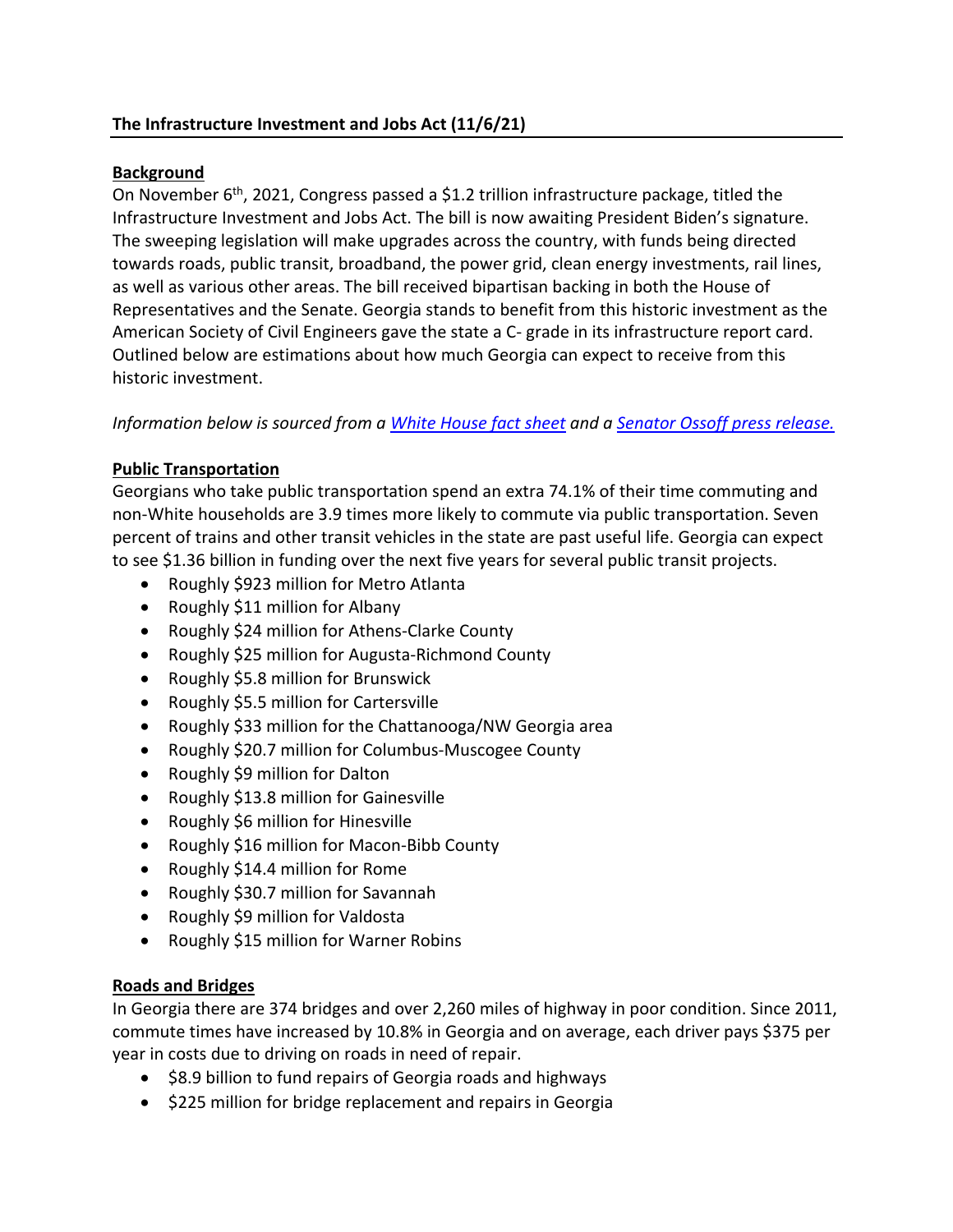## The Infrastructure Investment and Jobs Act (11/6/21)

**Background**

On November 6th, 2021, Congress passed a $1.2 trillion infrastructure package, titled the Infrastructure Investment and Jobs Act. The bill is now awaiting President Biden's signature. The sweeping legislation will make upgrades across the country, with funds being directed towards roads, public transit, broadband, the power grid, clean energy investments, rail lines, as well as various other areas. The bill received bipartisan backing in both the House of Representatives and the Senate. Georgia stands to benefit from this historic investment as the American Society of Civil Engineers gave the state a C- grade in its infrastructure report card. Outlined below are estimations about how much Georgia can expect to receive from this historic investment.

*Information below is sourced from a [White House fact sheet]() and a [Senator Ossoff press release.]()*

**Public Transportation**

Georgians who take public transportation spend an extra 74.1% of their time commuting and non-White households are 3.9 times more likely to commute via public transportation. Seven percent of trains and other transit vehicles in the state are past useful life. Georgia can expect to see $1.36 billion in funding over the next five years for several public transit projects.

- Roughly $923 million for Metro Atlanta
- Roughly $11 million for Albany
- Roughly $24 million for Athens-Clarke County
- Roughly $25 million for Augusta-Richmond County
- Roughly $5.8 million for Brunswick
- Roughly $5.5 million for Cartersville
- Roughly $33 million for the Chattanooga/NW Georgia area
- Roughly $20.7 million for Columbus-Muscogee County
- Roughly $9 million for Dalton
- Roughly $13.8 million for Gainesville
- Roughly $6 million for Hinesville
- Roughly $16 million for Macon-Bibb County
- Roughly $14.4 million for Rome
- Roughly $30.7 million for Savannah
- Roughly $9 million for Valdosta
- Roughly $15 million for Warner Robins

**Roads and Bridges**

In Georgia there are 374 bridges and over 2,260 miles of highway in poor condition. Since 2011, commute times have increased by 10.8% in Georgia and on average, each driver pays $375 per year in costs due to driving on roads in need of repair.

- $8.9 billion to fund repairs of Georgia roads and highways
- $225 million for bridge replacement and repairs in Georgia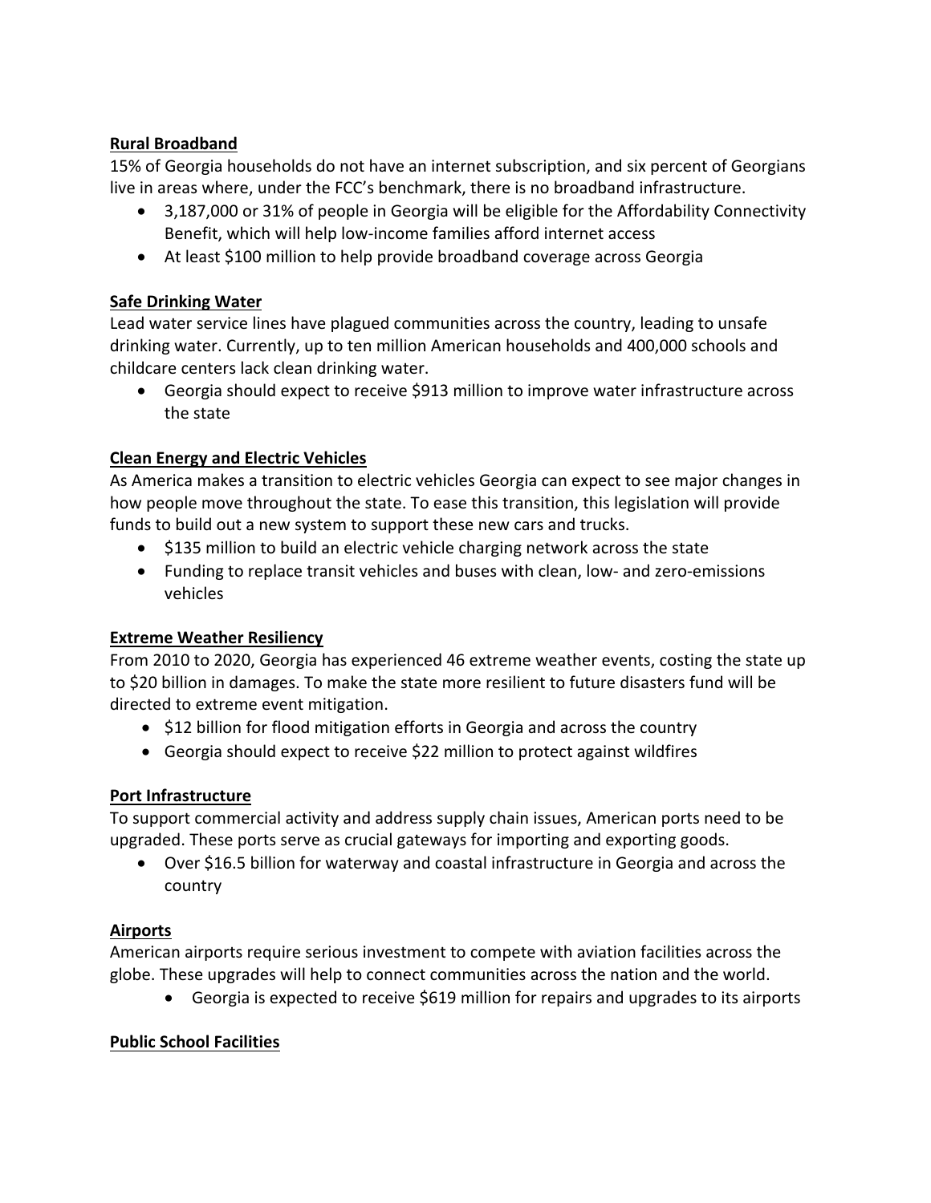**Rural Broadband**

15% of Georgia households do not have an internet subscription, and six percent of Georgians live in areas where, under the FCC's benchmark, there is no broadband infrastructure.

- 3,187,000 or 31% of people in Georgia will be eligible for the Affordability Connectivity Benefit, which will help low-income families afford internet access
- At least $100 million to help provide broadband coverage across Georgia

**Safe Drinking Water**

Lead water service lines have plagued communities across the country, leading to unsafe drinking water. Currently, up to ten million American households and 400,000 schools and childcare centers lack clean drinking water.

- Georgia should expect to receive $913 million to improve water infrastructure across the state

**Clean Energy and Electric Vehicles**

As America makes a transition to electric vehicles Georgia can expect to see major changes in how people move throughout the state. To ease this transition, this legislation will provide funds to build out a new system to support these new cars and trucks.

- $135 million to build an electric vehicle charging network across the state
- Funding to replace transit vehicles and buses with clean, low- and zero-emissions vehicles

**Extreme Weather Resiliency**

From 2010 to 2020, Georgia has experienced 46 extreme weather events, costing the state up to $20 billion in damages. To make the state more resilient to future disasters fund will be directed to extreme event mitigation.

- $12 billion for flood mitigation efforts in Georgia and across the country
- Georgia should expect to receive $22 million to protect against wildfires

**Port Infrastructure**

To support commercial activity and address supply chain issues, American ports need to be upgraded. These ports serve as crucial gateways for importing and exporting goods.

- Over $16.5 billion for waterway and coastal infrastructure in Georgia and across the country

**Airports**

American airports require serious investment to compete with aviation facilities across the globe. These upgrades will help to connect communities across the nation and the world.

- Georgia is expected to receive $619 million for repairs and upgrades to its airports

**Public School Facilities**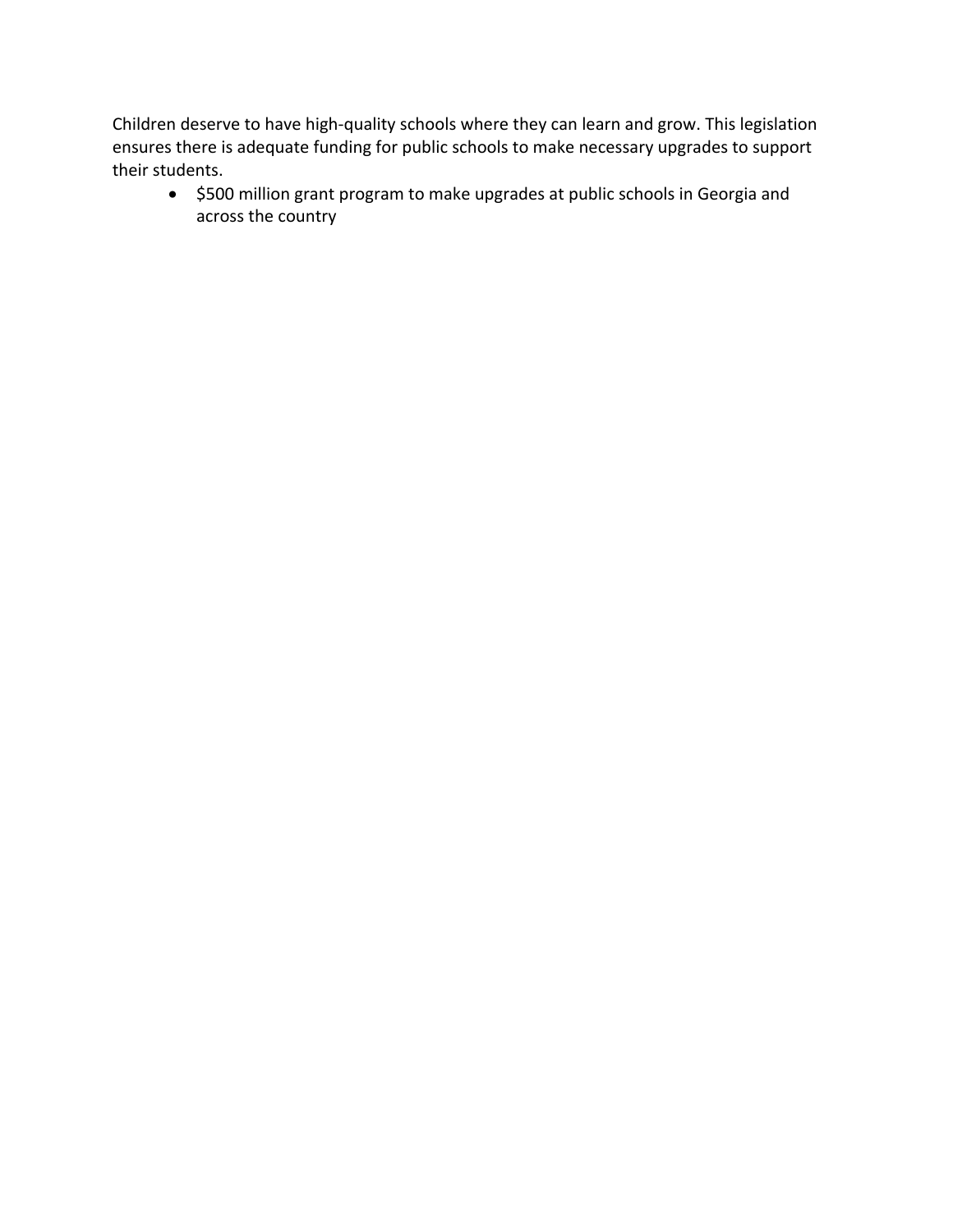Children deserve to have high-quality schools where they can learn and grow. This legislation ensures there is adequate funding for public schools to make necessary upgrades to support their students.

- $500 million grant program to make upgrades at public schools in Georgia and across the country